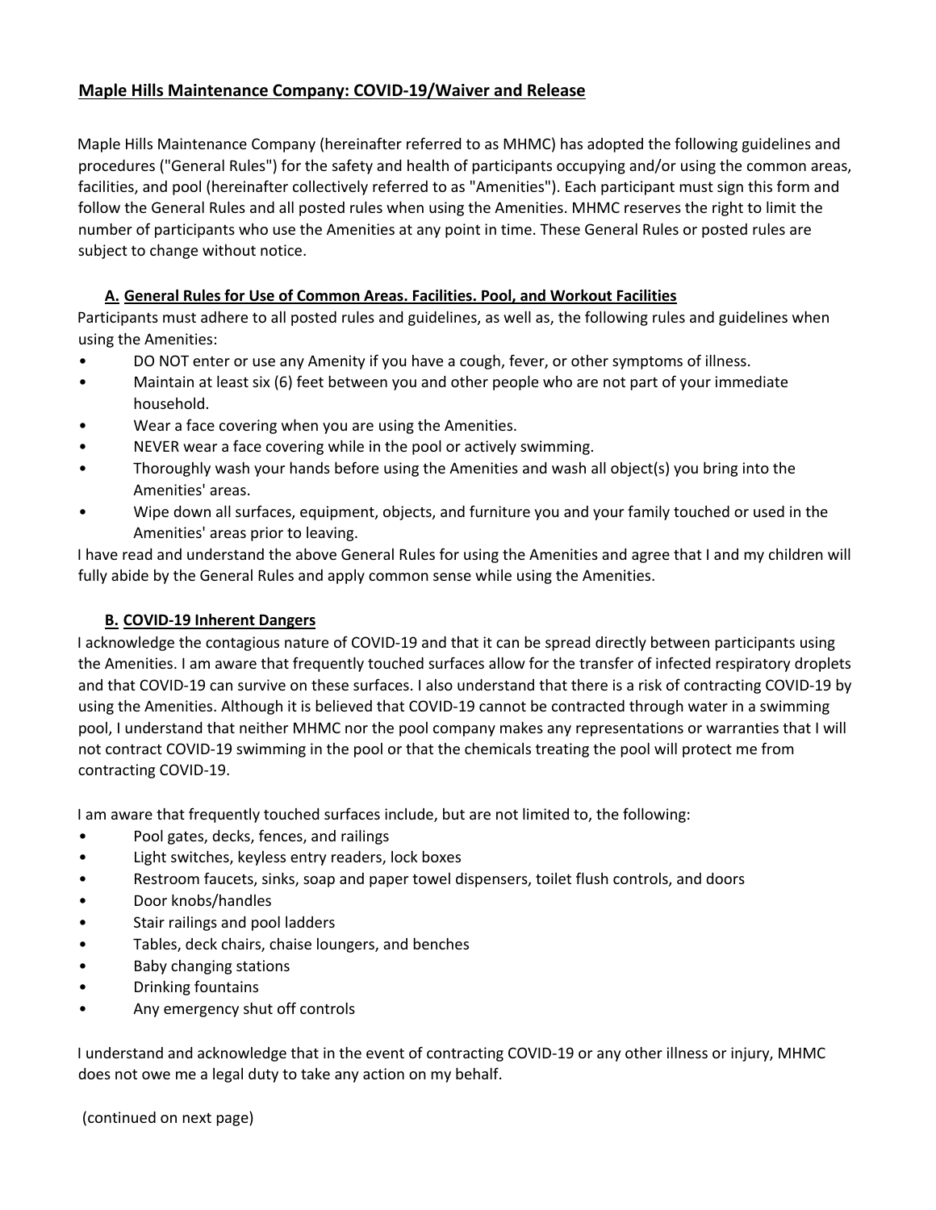# Maple Hills Maintenance Company: COVID-19/Waiver and Release

Maple Hills Maintenance Company (hereinafter referred to as MHMC) has adopted the following guidelines and procedures ("General Rules") for the safety and health of participants occupying and/or using the common areas, facilities, and pool (hereinafter collectively referred to as "Amenities"). Each participant must sign this form and follow the General Rules and all posted rules when using the Amenities. MHMC reserves the right to limit the number of participants who use the Amenities at any point in time. These General Rules or posted rules are subject to change without notice.

## A. General Rules for Use of Common Areas. Facilities. Pool, and Workout Facilities

Participants must adhere to all posted rules and guidelines, as well as, the following rules and guidelines when using the Amenities:

- DO NOT enter or use any Amenity if you have a cough, fever, or other symptoms of illness.
- Maintain at least six (6) feet between you and other people who are not part of your immediate household.
- Wear a face covering when you are using the Amenities.
- NEVER wear a face covering while in the pool or actively swimming.
- Thoroughly wash your hands before using the Amenities and wash all object(s) you bring into the Amenities' areas.
- Wipe down all surfaces, equipment, objects, and furniture you and your family touched or used in the Amenities' areas prior to leaving.

I have read and understand the above General Rules for using the Amenities and agree that I and my children will fully abide by the General Rules and apply common sense while using the Amenities.

## B. COVID-19 Inherent Dangers

I acknowledge the contagious nature of COVID-19 and that it can be spread directly between participants using the Amenities. I am aware that frequently touched surfaces allow for the transfer of infected respiratory droplets and that COVID-19 can survive on these surfaces. I also understand that there is a risk of contracting COVID-19 by using the Amenities. Although it is believed that COVID-19 cannot be contracted through water in a swimming pool, I understand that neither MHMC nor the pool company makes any representations or warranties that I will not contract COVID-19 swimming in the pool or that the chemicals treating the pool will protect me from contracting COVID-19.

I am aware that frequently touched surfaces include, but are not limited to, the following:

- Pool gates, decks, fences, and railings
- Light switches, keyless entry readers, lock boxes
- Restroom faucets, sinks, soap and paper towel dispensers, toilet flush controls, and doors
- Door knobs/handles
- Stair railings and pool ladders
- Tables, deck chairs, chaise loungers, and benches
- Baby changing stations
- Drinking fountains
- Any emergency shut off controls

I understand and acknowledge that in the event of contracting COVID-19 or any other illness or injury, MHMC does not owe me a legal duty to take any action on my behalf.

(continued on next page)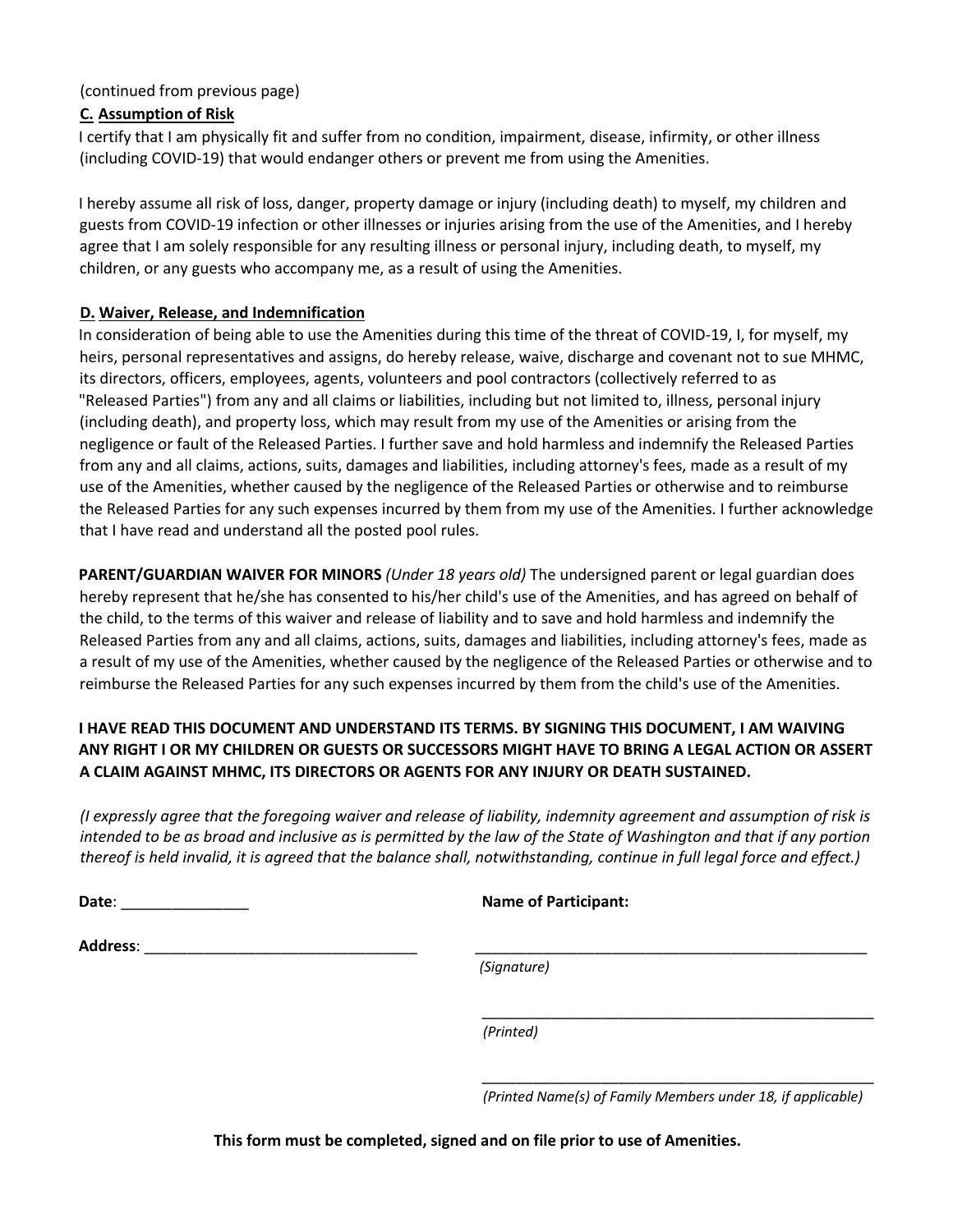(continued from previous page)

**C. Assumption of Risk**

I certify that I am physically fit and suffer from no condition, impairment, disease, infirmity, or other illness (including COVID-19) that would endanger others or prevent me from using the Amenities.

I hereby assume all risk of loss, danger, property damage or injury (including death) to myself, my children and guests from COVID-19 infection or other illnesses or injuries arising from the use of the Amenities, and I hereby agree that I am solely responsible for any resulting illness or personal injury, including death, to myself, my children, or any guests who accompany me, as a result of using the Amenities.

**D. Waiver, Release, and Indemnification**

In consideration of being able to use the Amenities during this time of the threat of COVID-19, I, for myself, my heirs, personal representatives and assigns, do hereby release, waive, discharge and covenant not to sue MHMC, its directors, officers, employees, agents, volunteers and pool contractors (collectively referred to as "Released Parties") from any and all claims or liabilities, including but not limited to, illness, personal injury (including death), and property loss, which may result from my use of the Amenities or arising from the negligence or fault of the Released Parties. I further save and hold harmless and indemnify the Released Parties from any and all claims, actions, suits, damages and liabilities, including attorney's fees, made as a result of my use of the Amenities, whether caused by the negligence of the Released Parties or otherwise and to reimburse the Released Parties for any such expenses incurred by them from my use of the Amenities. I further acknowledge that I have read and understand all the posted pool rules.

**PARENT/GUARDIAN WAIVER FOR MINORS** *(Under 18 years old)* The undersigned parent or legal guardian does hereby represent that he/she has consented to his/her child's use of the Amenities, and has agreed on behalf of the child, to the terms of this waiver and release of liability and to save and hold harmless and indemnify the Released Parties from any and all claims, actions, suits, damages and liabilities, including attorney's fees, made as a result of my use of the Amenities, whether caused by the negligence of the Released Parties or otherwise and to reimburse the Released Parties for any such expenses incurred by them from the child's use of the Amenities.

**I HAVE READ THIS DOCUMENT AND UNDERSTAND ITS TERMS. BY SIGNING THIS DOCUMENT, I AM WAIVING ANY RIGHT I OR MY CHILDREN OR GUESTS OR SUCCESSORS MIGHT HAVE TO BRING A LEGAL ACTION OR ASSERT A CLAIM AGAINST MHMC, ITS DIRECTORS OR AGENTS FOR ANY INJURY OR DEATH SUSTAINED.**

*(I expressly agree that the foregoing waiver and release of liability, indemnity agreement and assumption of risk is intended to be as broad and inclusive as is permitted by the law of the State of Washington and that if any portion thereof is held invalid, it is agreed that the balance shall, notwithstanding, continue in full legal force and effect.)*

**Date**: _______________

**Address**: ________________________________

**Name of Participant:**

_________________________________________________
*(Signature)*

_________________________________________________
*(Printed)*

_________________________________________________
*(Printed Name(s) of Family Members under 18, if applicable)*

**This form must be completed, signed and on file prior to use of Amenities.**